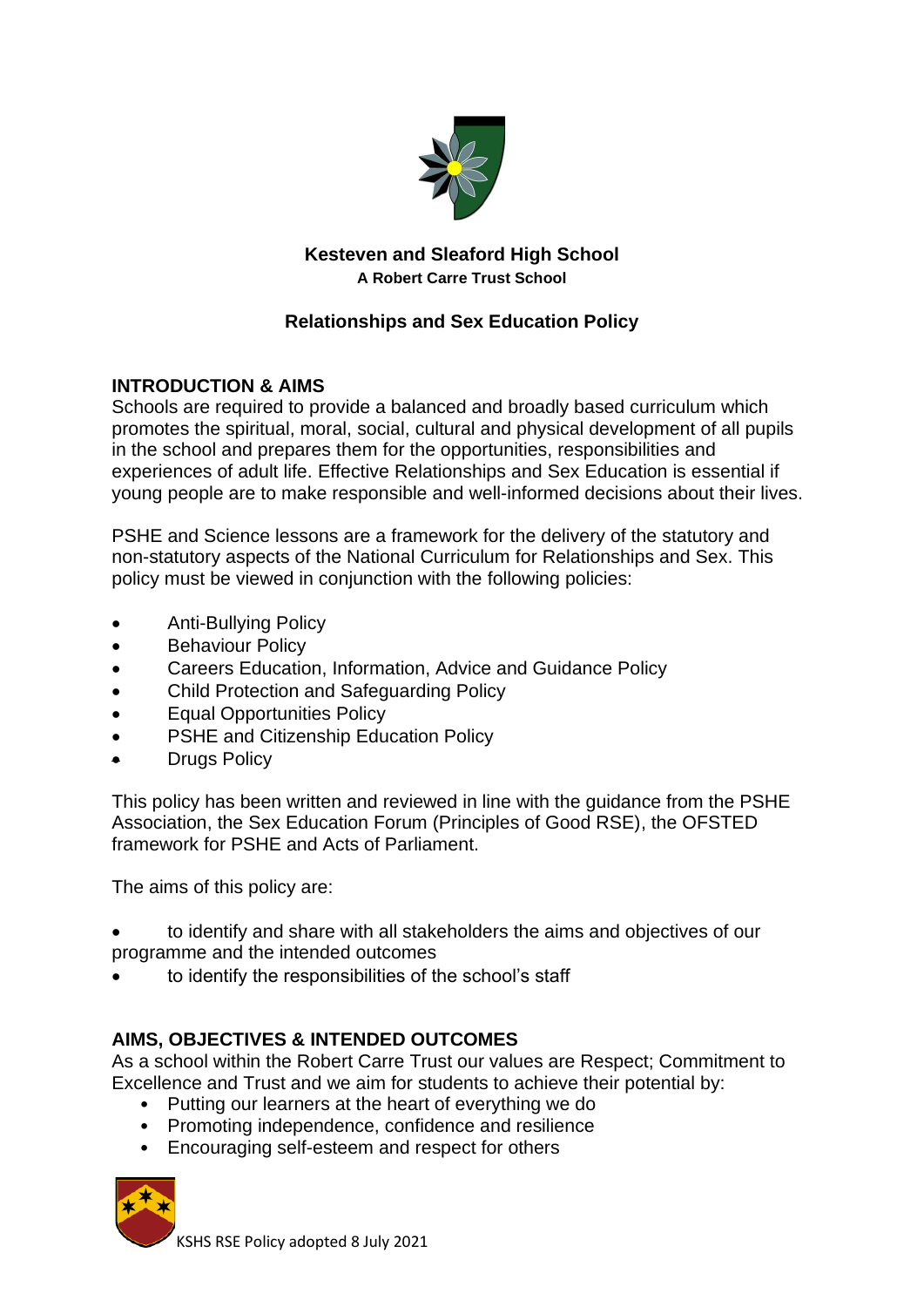**Kesteven and Sleaford High School**
**A Robert Carre Trust School**

# Relationships and Sex Education Policy

## INTRODUCTION & AIMS

Schools are required to provide a balanced and broadly based curriculum which promotes the spiritual, moral, social, cultural and physical development of all pupils in the school and prepares them for the opportunities, responsibilities and experiences of adult life. Effective Relationships and Sex Education is essential if young people are to make responsible and well-informed decisions about their lives.

PSHE and Science lessons are a framework for the delivery of the statutory and non-statutory aspects of the National Curriculum for Relationships and Sex. This policy must be viewed in conjunction with the following policies:

- Anti-Bullying Policy
- Behaviour Policy
- Careers Education, Information, Advice and Guidance Policy
- Child Protection and Safeguarding Policy
- Equal Opportunities Policy
- PSHE and Citizenship Education Policy
- Drugs Policy

This policy has been written and reviewed in line with the guidance from the PSHE Association, the Sex Education Forum (Principles of Good RSE), the OFSTED framework for PSHE and Acts of Parliament.

The aims of this policy are:

- to identify and share with all stakeholders the aims and objectives of our programme and the intended outcomes
- to identify the responsibilities of the school's staff

## AIMS, OBJECTIVES & INTENDED OUTCOMES

As a school within the Robert Carre Trust our values are Respect; Commitment to Excellence and Trust and we aim for students to achieve their potential by:

- Putting our learners at the heart of everything we do
- Promoting independence, confidence and resilience
- Encouraging self-esteem and respect for others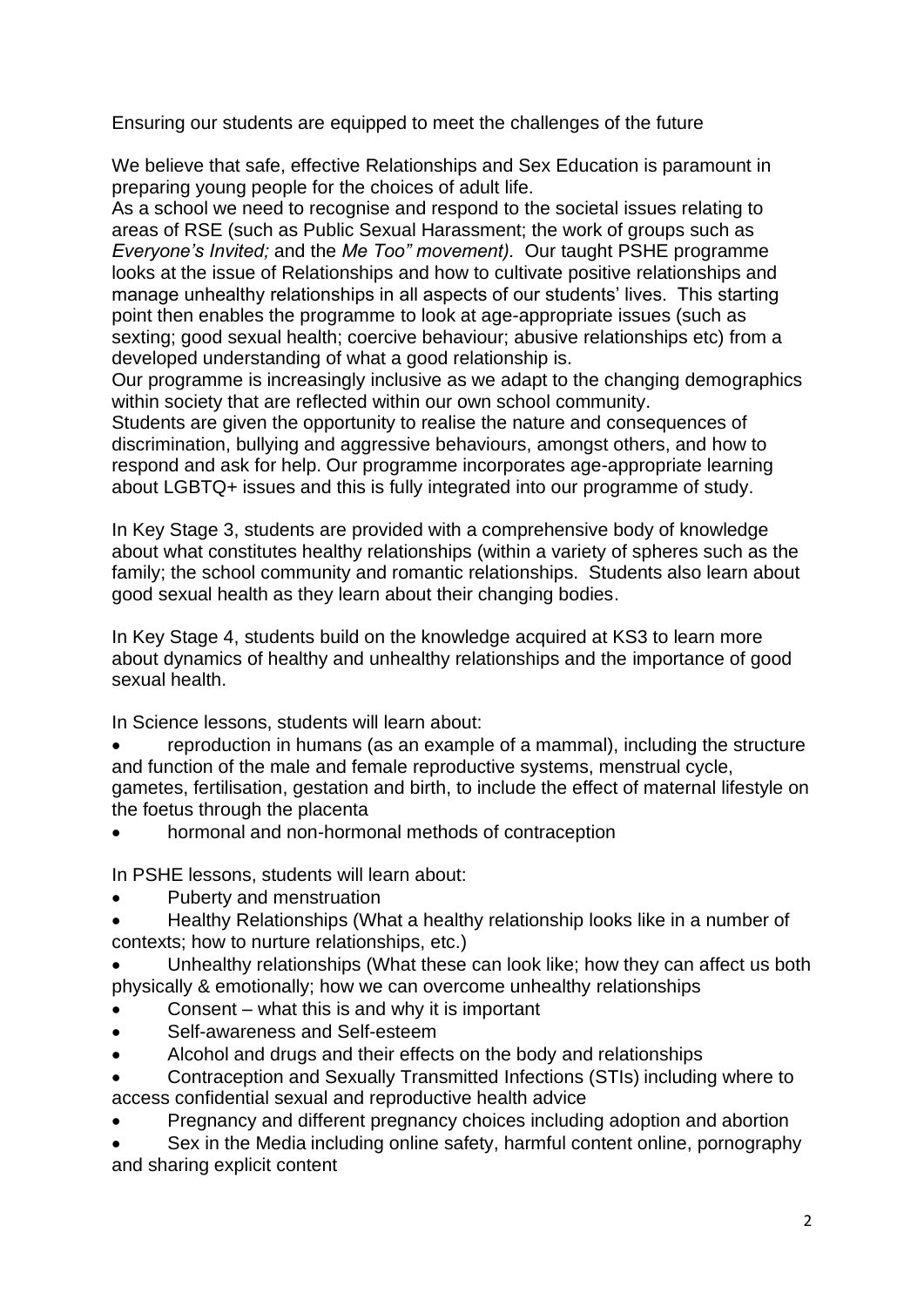Ensuring our students are equipped to meet the challenges of the future

We believe that safe, effective Relationships and Sex Education is paramount in preparing young people for the choices of adult life.

As a school we need to recognise and respond to the societal issues relating to areas of RSE (such as Public Sexual Harassment; the work of groups such as *Everyone's Invited;* and the *Me Too" movement).* Our taught PSHE programme looks at the issue of Relationships and how to cultivate positive relationships and manage unhealthy relationships in all aspects of our students' lives. This starting point then enables the programme to look at age-appropriate issues (such as sexting; good sexual health; coercive behaviour; abusive relationships etc) from a developed understanding of what a good relationship is.

Our programme is increasingly inclusive as we adapt to the changing demographics within society that are reflected within our own school community.

Students are given the opportunity to realise the nature and consequences of discrimination, bullying and aggressive behaviours, amongst others, and how to respond and ask for help. Our programme incorporates age-appropriate learning about LGBTQ+ issues and this is fully integrated into our programme of study.

In Key Stage 3, students are provided with a comprehensive body of knowledge about what constitutes healthy relationships (within a variety of spheres such as the family; the school community and romantic relationships. Students also learn about good sexual health as they learn about their changing bodies.

In Key Stage 4, students build on the knowledge acquired at KS3 to learn more about dynamics of healthy and unhealthy relationships and the importance of good sexual health.

In Science lessons, students will learn about:

- reproduction in humans (as an example of a mammal), including the structure and function of the male and female reproductive systems, menstrual cycle, gametes, fertilisation, gestation and birth, to include the effect of maternal lifestyle on the foetus through the placenta
- hormonal and non-hormonal methods of contraception

In PSHE lessons, students will learn about:

- Puberty and menstruation
- Healthy Relationships (What a healthy relationship looks like in a number of contexts; how to nurture relationships, etc.)
- Unhealthy relationships (What these can look like; how they can affect us both physically & emotionally; how we can overcome unhealthy relationships
- Consent – what this is and why it is important
- Self-awareness and Self-esteem
- Alcohol and drugs and their effects on the body and relationships
- Contraception and Sexually Transmitted Infections (STIs) including where to access confidential sexual and reproductive health advice
- Pregnancy and different pregnancy choices including adoption and abortion
- Sex in the Media including online safety, harmful content online, pornography and sharing explicit content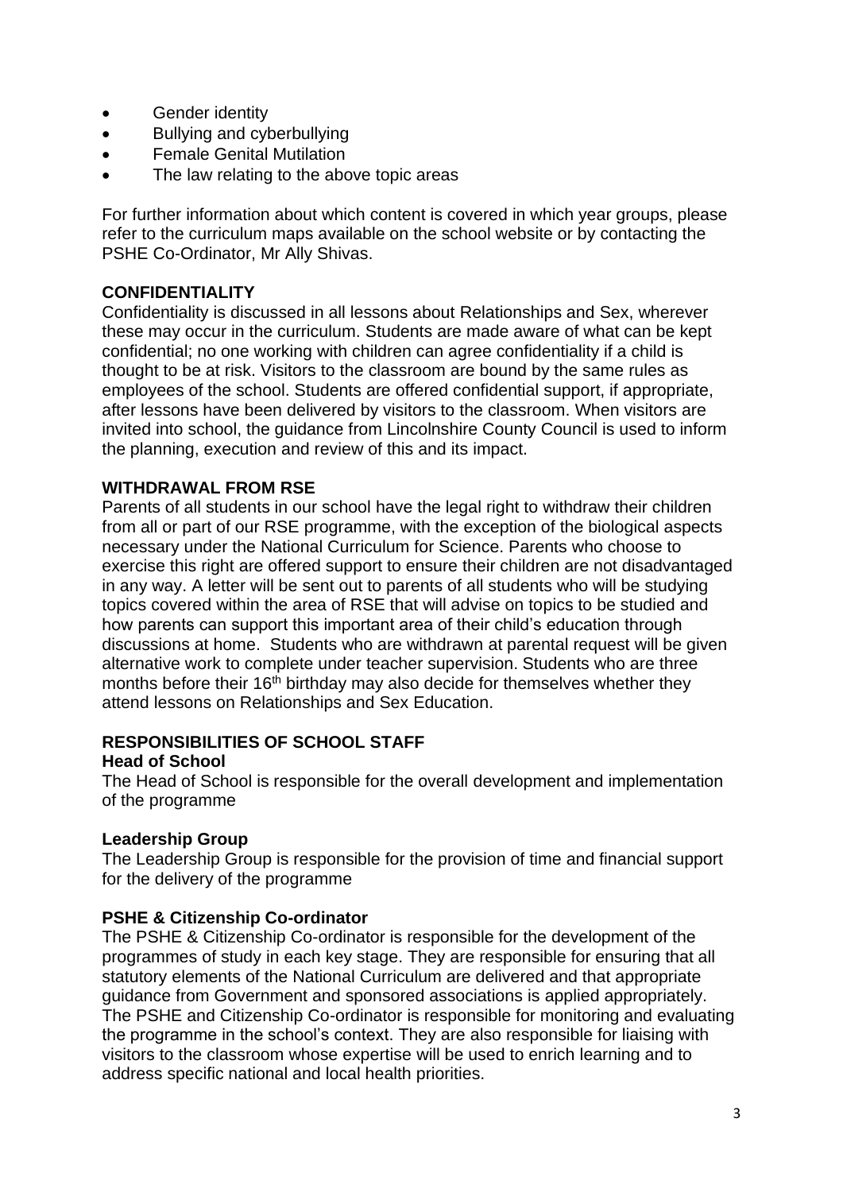- Gender identity
- Bullying and cyberbullying
- Female Genital Mutilation
- The law relating to the above topic areas

For further information about which content is covered in which year groups, please refer to the curriculum maps available on the school website or by contacting the PSHE Co-Ordinator, Mr Ally Shivas.

## CONFIDENTIALITY

Confidentiality is discussed in all lessons about Relationships and Sex, wherever these may occur in the curriculum. Students are made aware of what can be kept confidential; no one working with children can agree confidentiality if a child is thought to be at risk. Visitors to the classroom are bound by the same rules as employees of the school. Students are offered confidential support, if appropriate, after lessons have been delivered by visitors to the classroom. When visitors are invited into school, the guidance from Lincolnshire County Council is used to inform the planning, execution and review of this and its impact.

## WITHDRAWAL FROM RSE

Parents of all students in our school have the legal right to withdraw their children from all or part of our RSE programme, with the exception of the biological aspects necessary under the National Curriculum for Science. Parents who choose to exercise this right are offered support to ensure their children are not disadvantaged in any way. A letter will be sent out to parents of all students who will be studying topics covered within the area of RSE that will advise on topics to be studied and how parents can support this important area of their child's education through discussions at home. Students who are withdrawn at parental request will be given alternative work to complete under teacher supervision. Students who are three months before their 16th birthday may also decide for themselves whether they attend lessons on Relationships and Sex Education.

## RESPONSIBILITIES OF SCHOOL STAFF

### Head of School

The Head of School is responsible for the overall development and implementation of the programme

### Leadership Group

The Leadership Group is responsible for the provision of time and financial support for the delivery of the programme

### PSHE & Citizenship Co-ordinator

The PSHE & Citizenship Co-ordinator is responsible for the development of the programmes of study in each key stage. They are responsible for ensuring that all statutory elements of the National Curriculum are delivered and that appropriate guidance from Government and sponsored associations is applied appropriately. The PSHE and Citizenship Co-ordinator is responsible for monitoring and evaluating the programme in the school's context. They are also responsible for liaising with visitors to the classroom whose expertise will be used to enrich learning and to address specific national and local health priorities.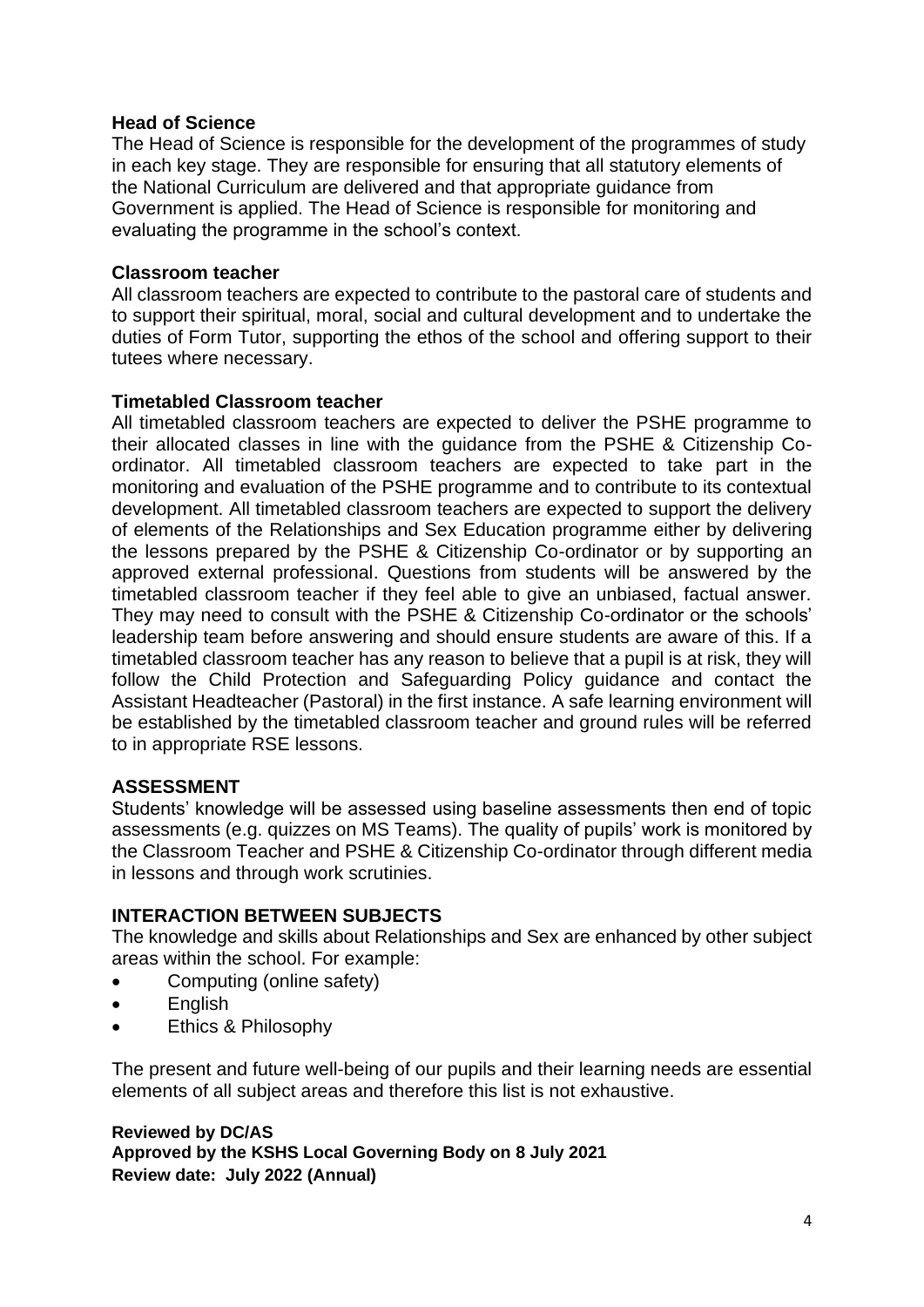**Head of Science**

The Head of Science is responsible for the development of the programmes of study in each key stage. They are responsible for ensuring that all statutory elements of the National Curriculum are delivered and that appropriate guidance from Government is applied. The Head of Science is responsible for monitoring and evaluating the programme in the school's context.

**Classroom teacher**

All classroom teachers are expected to contribute to the pastoral care of students and to support their spiritual, moral, social and cultural development and to undertake the duties of Form Tutor, supporting the ethos of the school and offering support to their tutees where necessary.

**Timetabled Classroom teacher**

All timetabled classroom teachers are expected to deliver the PSHE programme to their allocated classes in line with the guidance from the PSHE & Citizenship Co-ordinator. All timetabled classroom teachers are expected to take part in the monitoring and evaluation of the PSHE programme and to contribute to its contextual development. All timetabled classroom teachers are expected to support the delivery of elements of the Relationships and Sex Education programme either by delivering the lessons prepared by the PSHE & Citizenship Co-ordinator or by supporting an approved external professional. Questions from students will be answered by the timetabled classroom teacher if they feel able to give an unbiased, factual answer. They may need to consult with the PSHE & Citizenship Co-ordinator or the schools' leadership team before answering and should ensure students are aware of this. If a timetabled classroom teacher has any reason to believe that a pupil is at risk, they will follow the Child Protection and Safeguarding Policy guidance and contact the Assistant Headteacher (Pastoral) in the first instance. A safe learning environment will be established by the timetabled classroom teacher and ground rules will be referred to in appropriate RSE lessons.

## ASSESSMENT

Students' knowledge will be assessed using baseline assessments then end of topic assessments (e.g. quizzes on MS Teams). The quality of pupils' work is monitored by the Classroom Teacher and PSHE & Citizenship Co-ordinator through different media in lessons and through work scrutinies.

## INTERACTION BETWEEN SUBJECTS

The knowledge and skills about Relationships and Sex are enhanced by other subject areas within the school. For example:

- Computing (online safety)
- English
- Ethics & Philosophy

The present and future well-being of our pupils and their learning needs are essential elements of all subject areas and therefore this list is not exhaustive.

**Reviewed by DC/AS**
**Approved by the KSHS Local Governing Body on 8 July 2021**
**Review date: July 2022 (Annual)**